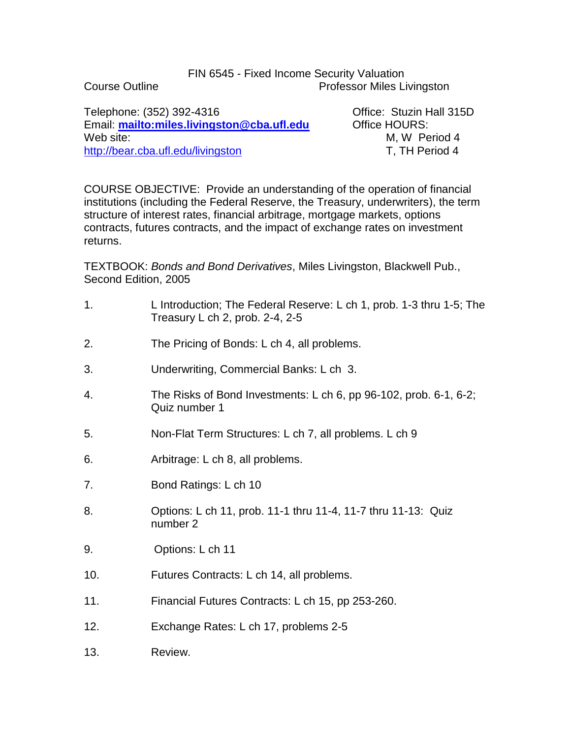# FIN 6545 - Fixed Income Security Valuation

Course Outline

Professor Miles Livingston

Telephone: (352) 392-4316

Email: **mailto:miles.livingston@cba.ufl.edu**

Web site:
http://bear.cba.ufl.edu/livingston

Office: Stuzin Hall 315D

Office HOURS:
M, W Period 4
T, TH Period 4

COURSE OBJECTIVE: Provide an understanding of the operation of financial institutions (including the Federal Reserve, the Treasury, underwriters), the term structure of interest rates, financial arbitrage, mortgage markets, options contracts, futures contracts, and the impact of exchange rates on investment returns.

TEXTBOOK: *Bonds and Bond Derivatives*, Miles Livingston, Blackwell Pub., Second Edition, 2005

1. L Introduction; The Federal Reserve: L ch 1, prob. 1-3 thru 1-5; The Treasury L ch 2, prob. 2-4, 2-5
2. The Pricing of Bonds: L ch 4, all problems.
3. Underwriting, Commercial Banks: L ch 3.
4. The Risks of Bond Investments: L ch 6, pp 96-102, prob. 6-1, 6-2; Quiz number 1
5. Non-Flat Term Structures: L ch 7, all problems. L ch 9
6. Arbitrage: L ch 8, all problems.
7. Bond Ratings: L ch 10
8. Options: L ch 11, prob. 11-1 thru 11-4, 11-7 thru 11-13: Quiz number 2
9. Options: L ch 11
10. Futures Contracts: L ch 14, all problems.
11. Financial Futures Contracts: L ch 15, pp 253-260.
12. Exchange Rates: L ch 17, problems 2-5
13. Review.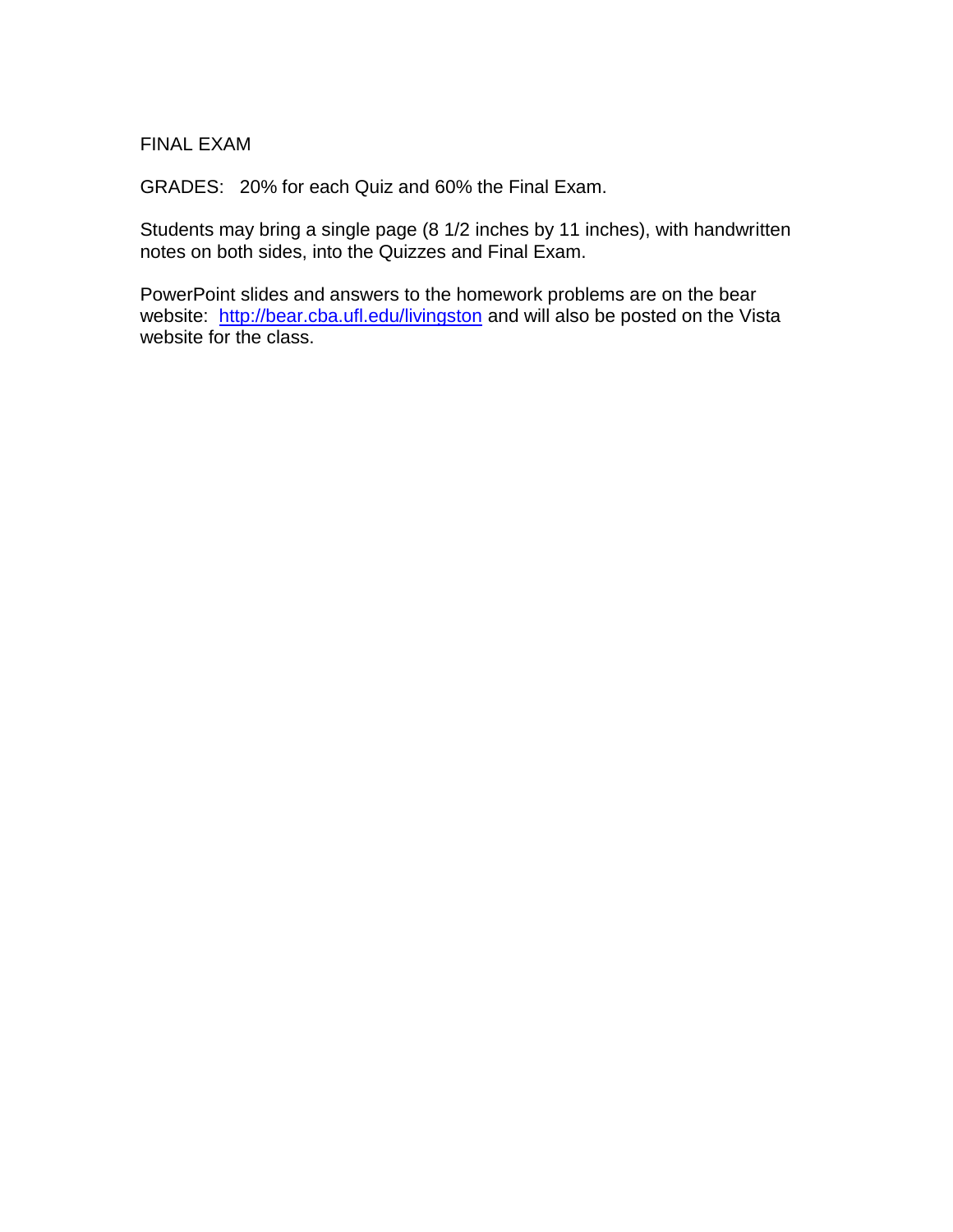FINAL EXAM

GRADES: 20% for each Quiz and 60% the Final Exam.

Students may bring a single page (8 1/2 inches by 11 inches), with handwritten notes on both sides, into the Quizzes and Final Exam.

PowerPoint slides and answers to the homework problems are on the bear website: [http://bear.cba.ufl.edu/livingston](http://bear.cba.ufl.edu/livingston) and will also be posted on the Vista website for the class.